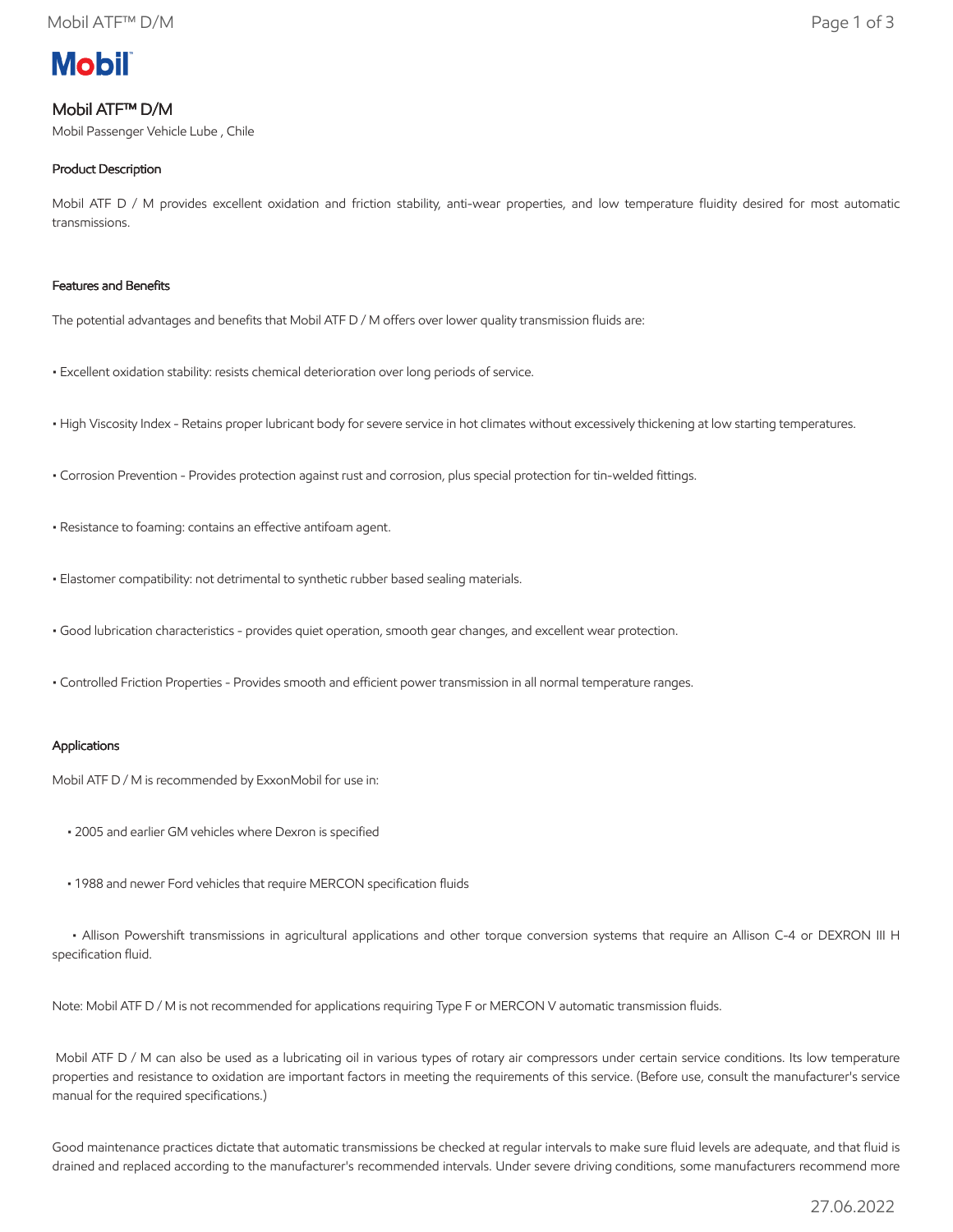Mobil

# Mobil ATF™ D/M

Mobil Passenger Vehicle Lube , Chile

## Product Description

Mobil ATF D / M provides excellent oxidation and friction stability, anti-wear properties, and low temperature fluidity desired for most automatic transmissions.

## Features and Benefits

The potential advantages and benefits that Mobil ATF D / M offers over lower quality transmission fluids are:

- Excellent oxidation stability: resists chemical deterioration over long periods of service.
- High Viscosity Index - Retains proper lubricant body for severe service in hot climates without excessively thickening at low starting temperatures.
- Corrosion Prevention - Provides protection against rust and corrosion, plus special protection for tin-welded fittings.
- Resistance to foaming: contains an effective antifoam agent.
- Elastomer compatibility: not detrimental to synthetic rubber based sealing materials.
- Good lubrication characteristics - provides quiet operation, smooth gear changes, and excellent wear protection.
- Controlled Friction Properties - Provides smooth and efficient power transmission in all normal temperature ranges.

## Applications

Mobil ATF D / M is recommended by ExxonMobil for use in:

- 2005 and earlier GM vehicles where Dexron is specified
- 1988 and newer Ford vehicles that require MERCON specification fluids
- Allison Powershift transmissions in agricultural applications and other torque conversion systems that require an Allison C-4 or DEXRON III H specification fluid.

Note: Mobil ATF D / M is not recommended for applications requiring Type F or MERCON V automatic transmission fluids.

Mobil ATF D / M can also be used as a lubricating oil in various types of rotary air compressors under certain service conditions. Its low temperature properties and resistance to oxidation are important factors in meeting the requirements of this service. (Before use, consult the manufacturer's service manual for the required specifications.)

Good maintenance practices dictate that automatic transmissions be checked at regular intervals to make sure fluid levels are adequate, and that fluid is drained and replaced according to the manufacturer's recommended intervals. Under severe driving conditions, some manufacturers recommend more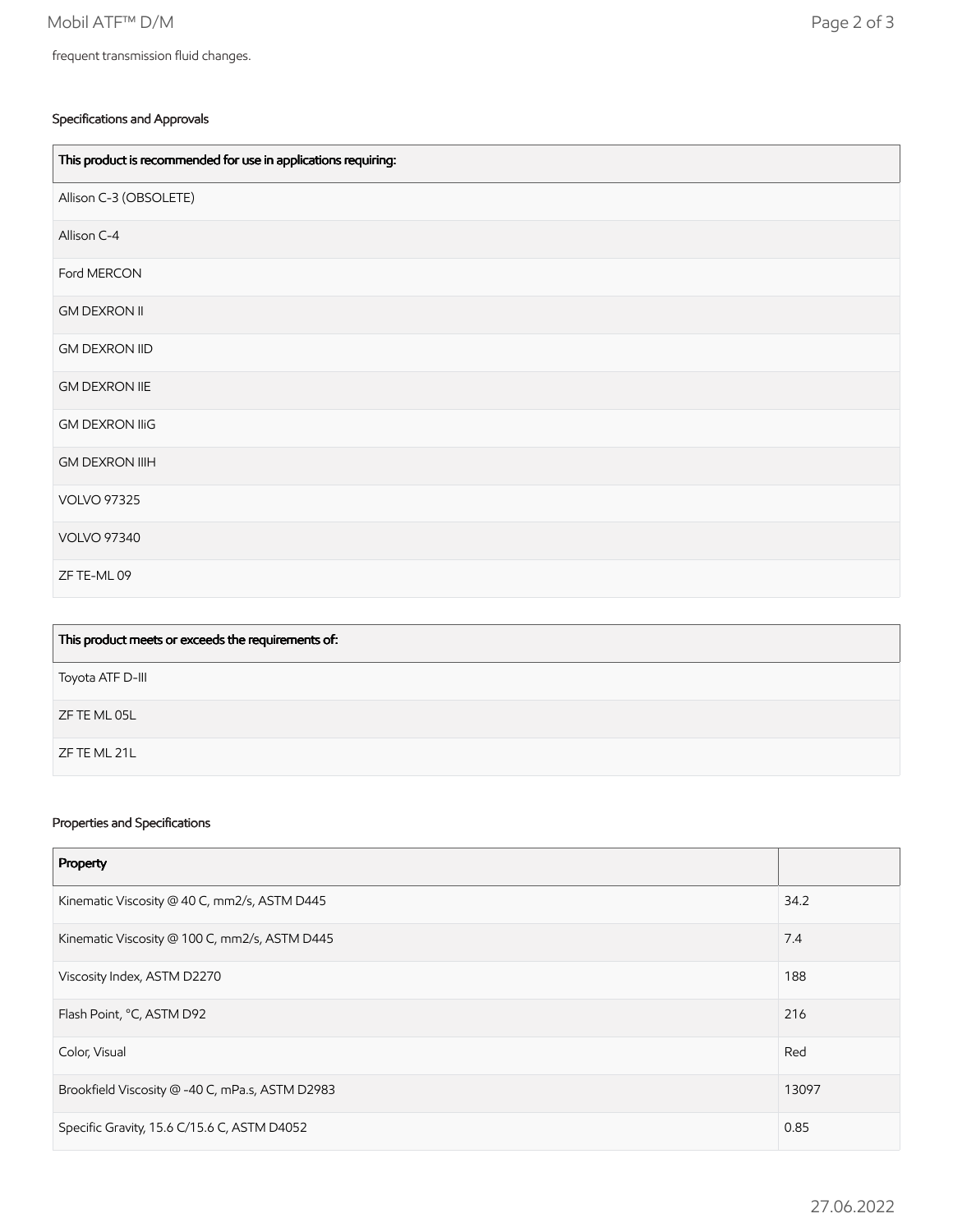frequent transmission fluid changes.

### Specifications and Approvals

| This product is recommended for use in applications requiring: |
|---|
| Allison C-3 (OBSOLETE) |
| Allison C-4 |
| Ford MERCON |
| GM DEXRON II |
| GM DEXRON IID |
| GM DEXRON IIE |
| GM DEXRON IIiG |
| GM DEXRON IIIH |
| VOLVO 97325 |
| VOLVO 97340 |
| ZF TE-ML 09 |

| This product meets or exceeds the requirements of: |
|---|
| Toyota ATF D-III |
| ZF TE ML 05L |
| ZF TE ML 21L |

### Properties and Specifications

| Property | |
|---|---|
| Kinematic Viscosity @ 40 C, mm2/s, ASTM D445 | 34.2 |
| Kinematic Viscosity @ 100 C, mm2/s, ASTM D445 | 7.4 |
| Viscosity Index, ASTM D2270 | 188 |
| Flash Point, °C, ASTM D92 | 216 |
| Color, Visual | Red |
| Brookfield Viscosity @ -40 C, mPa.s, ASTM D2983 | 13097 |
| Specific Gravity, 15.6 C/15.6 C, ASTM D4052 | 0.85 |

27.06.2022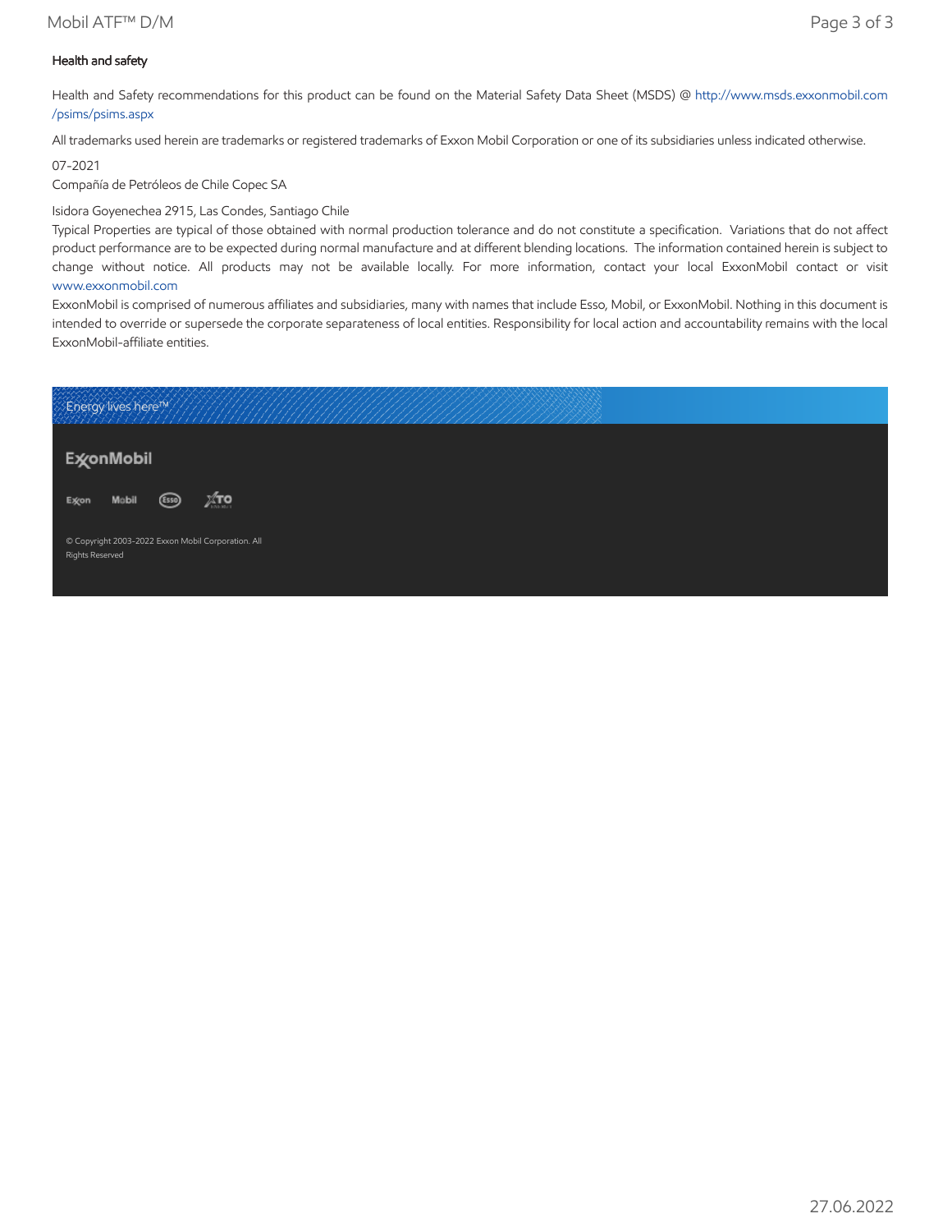### Health and safety

Health and Safety recommendations for this product can be found on the Material Safety Data Sheet (MSDS) @ http://www.msds.exxonmobil.com/psims/psims.aspx

All trademarks used herein are trademarks or registered trademarks of Exxon Mobil Corporation or one of its subsidiaries unless indicated otherwise.

07-2021

Compañía de Petróleos de Chile Copec SA

Isidora Goyenechea 2915, Las Condes, Santiago Chile

Typical Properties are typical of those obtained with normal production tolerance and do not constitute a specification. Variations that do not affect product performance are to be expected during normal manufacture and at different blending locations. The information contained herein is subject to change without notice. All products may not be available locally. For more information, contact your local ExxonMobil contact or visit www.exxonmobil.com

ExxonMobil is comprised of numerous affiliates and subsidiaries, many with names that include Esso, Mobil, or ExxonMobil. Nothing in this document is intended to override or supersede the corporate separateness of local entities. Responsibility for local action and accountability remains with the local ExxonMobil-affiliate entities.

Energy lives here™

ExxonMobil

Exxon Mobil Esso XTO

© Copyright 2003-2022 Exxon Mobil Corporation. All Rights Reserved